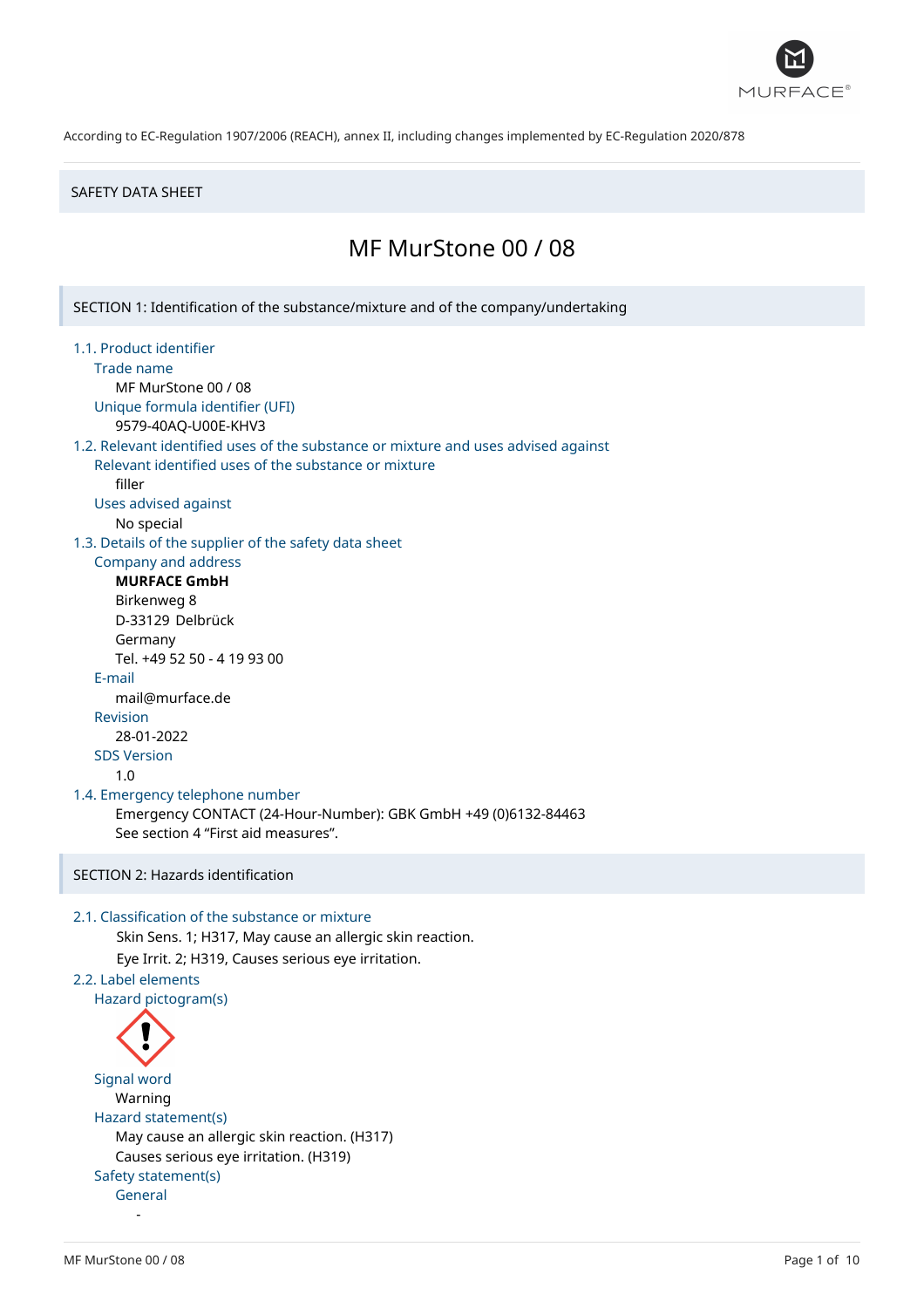According to EC-Regulation 1907/2006 (REACH), annex II, including changes implemented by EC-Regulation 2020/878

SAFETY DATA SHEET

# MF MurStone 00 / 08

## SECTION 1: Identification of the substance/mixture and of the company/undertaking

### 1.1. Product identifier

Trade name

MF MurStone 00 / 08

Unique formula identifier (UFI)

9579-40AQ-U00E-KHV3

### 1.2. Relevant identified uses of the substance or mixture and uses advised against

Relevant identified uses of the substance or mixture

filler

Uses advised against

No special

### 1.3. Details of the supplier of the safety data sheet

Company and address

**MURFACE GmbH**
Birkenweg 8
D-33129 Delbrück
Germany
Tel. +49 52 50 - 4 19 93 00

E-mail

mail@murface.de

Revision

28-01-2022

SDS Version

1.0

### 1.4. Emergency telephone number

Emergency CONTACT (24-Hour-Number): GBK GmbH +49 (0)6132-84463
See section 4 “First aid measures”.

## SECTION 2: Hazards identification

### 2.1. Classification of the substance or mixture

Skin Sens. 1; H317, May cause an allergic skin reaction.
Eye Irrit. 2; H319, Causes serious eye irritation.

### 2.2. Label elements

Hazard pictogram(s)

Signal word

Warning

Hazard statement(s)

May cause an allergic skin reaction. (H317)
Causes serious eye irritation. (H319)

Safety statement(s)

General

-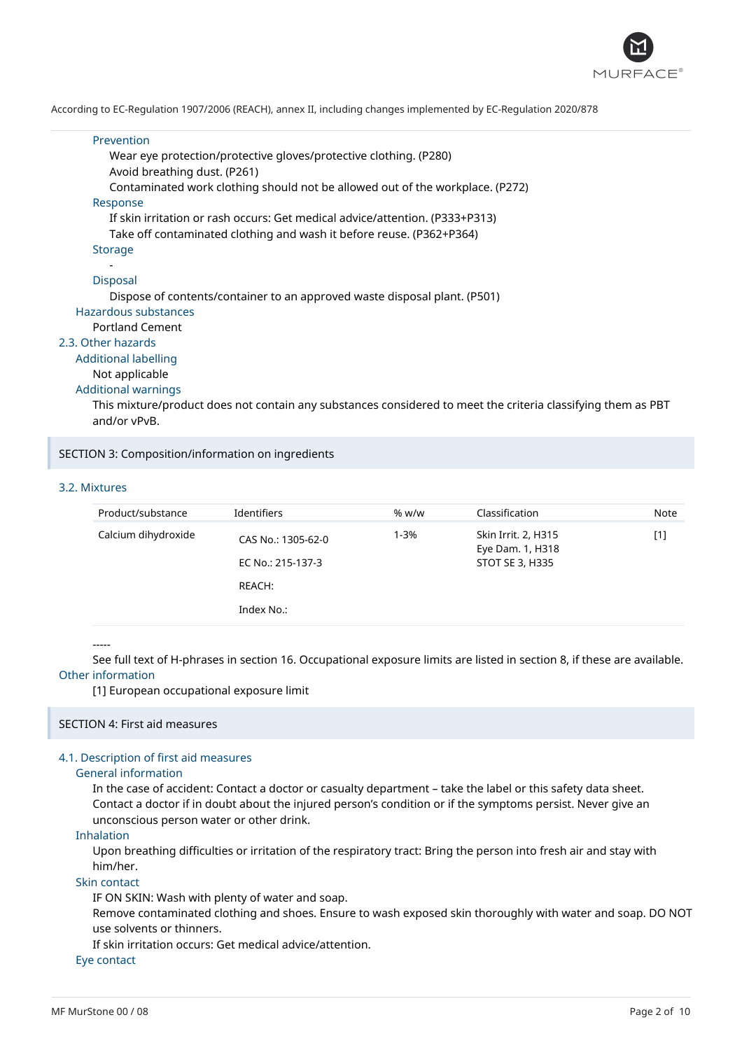According to EC-Regulation 1907/2006 (REACH), annex II, including changes implemented by EC-Regulation 2020/878

Prevention

Wear eye protection/protective gloves/protective clothing. (P280)
Avoid breathing dust. (P261)
Contaminated work clothing should not be allowed out of the workplace. (P272)

Response

If skin irritation or rash occurs: Get medical advice/attention. (P333+P313)
Take off contaminated clothing and wash it before reuse. (P362+P364)

Storage

-

Disposal

Dispose of contents/container to an approved waste disposal plant. (P501)

Hazardous substances

Portland Cement

### 2.3. Other hazards

Additional labelling

Not applicable

Additional warnings

This mixture/product does not contain any substances considered to meet the criteria classifying them as PBT and/or vPvB.

## SECTION 3: Composition/information on ingredients

### 3.2. Mixtures

| Product/substance | Identifiers | % w/w | Classification | Note |
| --- | --- | --- | --- | --- |
| Calcium dihydroxide | CAS No.: 1305-62-0<br>EC No.: 215-137-3<br>REACH:<br>Index No.: | 1-3% | Skin Irrit. 2, H315<br>Eye Dam. 1, H318<br>STOT SE 3, H335 | [1] |

-----

See full text of H-phrases in section 16. Occupational exposure limits are listed in section 8, if these are available.

Other information

[1] European occupational exposure limit

## SECTION 4: First aid measures

### 4.1. Description of first aid measures

General information

In the case of accident: Contact a doctor or casualty department – take the label or this safety data sheet. Contact a doctor if in doubt about the injured person's condition or if the symptoms persist. Never give an unconscious person water or other drink.

Inhalation

Upon breathing difficulties or irritation of the respiratory tract: Bring the person into fresh air and stay with him/her.

Skin contact

IF ON SKIN: Wash with plenty of water and soap.
Remove contaminated clothing and shoes. Ensure to wash exposed skin thoroughly with water and soap. DO NOT use solvents or thinners.
If skin irritation occurs: Get medical advice/attention.

Eye contact

MF MurStone 00 / 08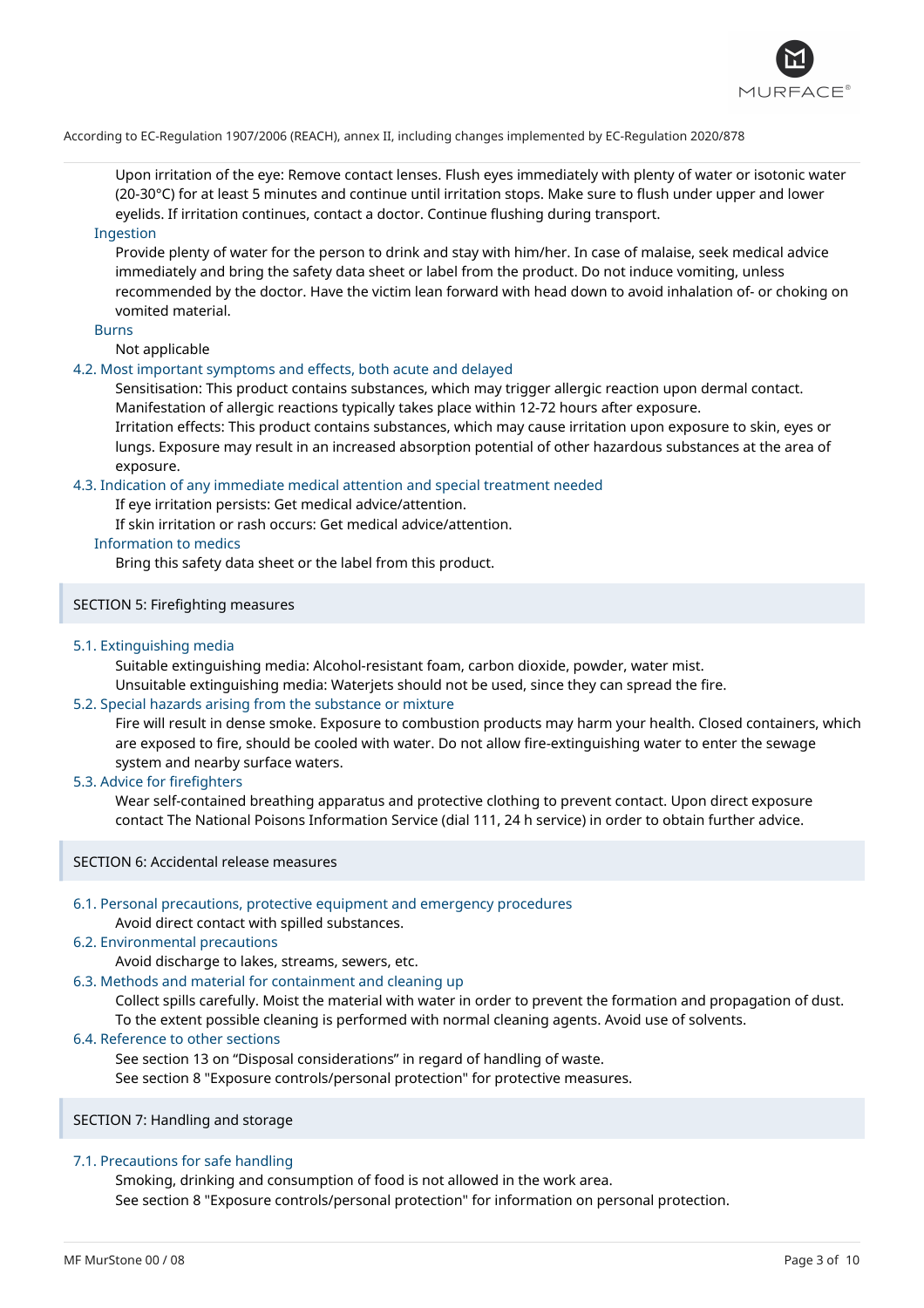Upon irritation of the eye: Remove contact lenses. Flush eyes immediately with plenty of water or isotonic water (20-30°C) for at least 5 minutes and continue until irritation stops. Make sure to flush under upper and lower eyelids. If irritation continues, contact a doctor. Continue flushing during transport.

#### Ingestion

Provide plenty of water for the person to drink and stay with him/her. In case of malaise, seek medical advice immediately and bring the safety data sheet or label from the product. Do not induce vomiting, unless recommended by the doctor. Have the victim lean forward with head down to avoid inhalation of- or choking on vomited material.

#### Burns

Not applicable

### 4.2. Most important symptoms and effects, both acute and delayed

Sensitisation: This product contains substances, which may trigger allergic reaction upon dermal contact. Manifestation of allergic reactions typically takes place within 12-72 hours after exposure.
Irritation effects: This product contains substances, which may cause irritation upon exposure to skin, eyes or lungs. Exposure may result in an increased absorption potential of other hazardous substances at the area of exposure.

### 4.3. Indication of any immediate medical attention and special treatment needed

If eye irritation persists: Get medical advice/attention.
If skin irritation or rash occurs: Get medical advice/attention.

#### Information to medics

Bring this safety data sheet or the label from this product.

## SECTION 5: Firefighting measures

### 5.1. Extinguishing media

Suitable extinguishing media: Alcohol-resistant foam, carbon dioxide, powder, water mist.
Unsuitable extinguishing media: Waterjets should not be used, since they can spread the fire.

### 5.2. Special hazards arising from the substance or mixture

Fire will result in dense smoke. Exposure to combustion products may harm your health. Closed containers, which are exposed to fire, should be cooled with water. Do not allow fire-extinguishing water to enter the sewage system and nearby surface waters.

### 5.3. Advice for firefighters

Wear self-contained breathing apparatus and protective clothing to prevent contact. Upon direct exposure contact The National Poisons Information Service (dial 111, 24 h service) in order to obtain further advice.

## SECTION 6: Accidental release measures

### 6.1. Personal precautions, protective equipment and emergency procedures

Avoid direct contact with spilled substances.

### 6.2. Environmental precautions

Avoid discharge to lakes, streams, sewers, etc.

### 6.3. Methods and material for containment and cleaning up

Collect spills carefully. Moist the material with water in order to prevent the formation and propagation of dust. To the extent possible cleaning is performed with normal cleaning agents. Avoid use of solvents.

### 6.4. Reference to other sections

See section 13 on "Disposal considerations" in regard of handling of waste.
See section 8 "Exposure controls/personal protection" for protective measures.

## SECTION 7: Handling and storage

### 7.1. Precautions for safe handling

Smoking, drinking and consumption of food is not allowed in the work area.
See section 8 "Exposure controls/personal protection" for information on personal protection.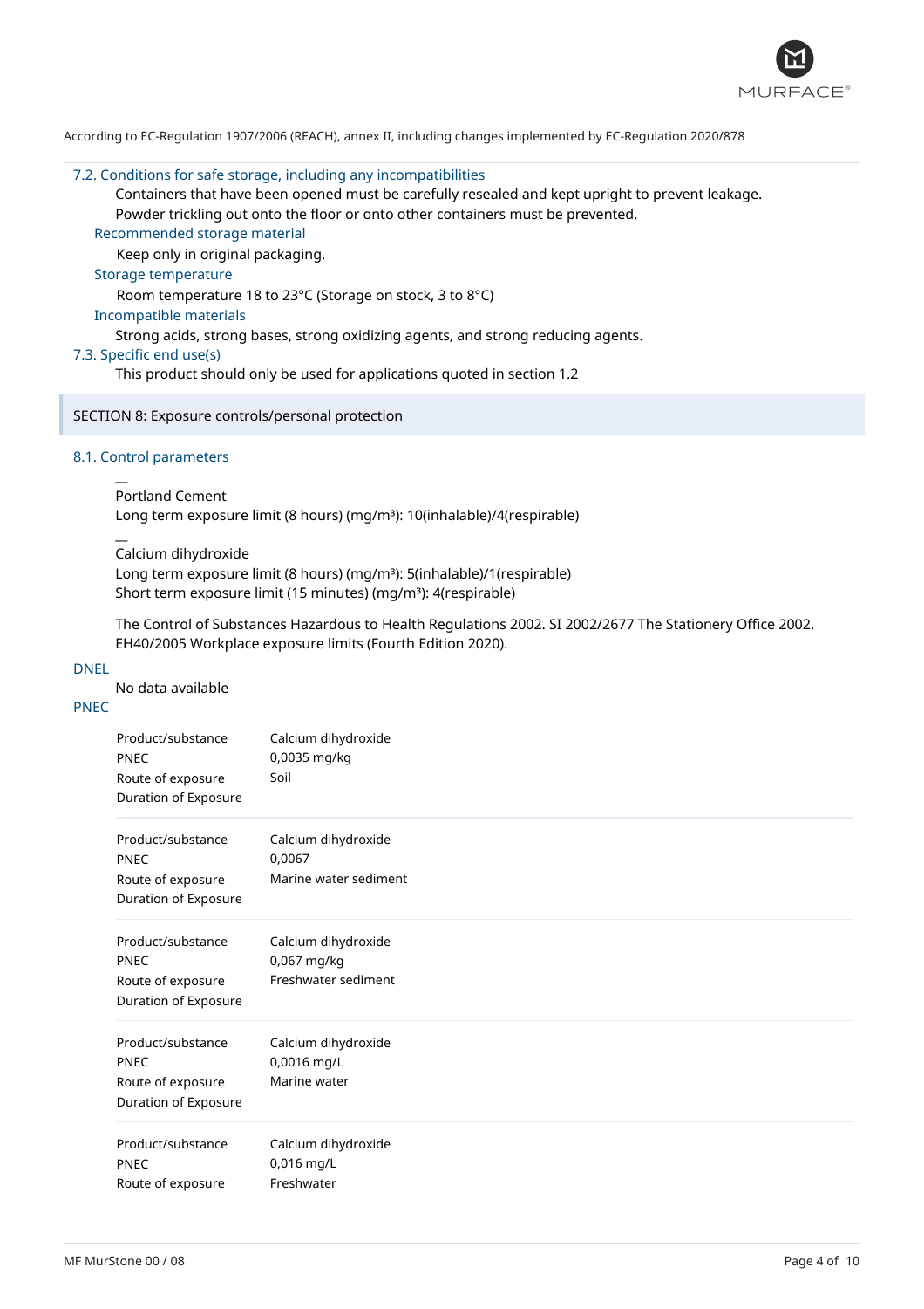According to EC-Regulation 1907/2006 (REACH), annex II, including changes implemented by EC-Regulation 2020/878

### 7.2. Conditions for safe storage, including any incompatibilities

Containers that have been opened must be carefully resealed and kept upright to prevent leakage.
Powder trickling out onto the floor or onto other containers must be prevented.

**Recommended storage material**

Keep only in original packaging.

**Storage temperature**

Room temperature 18 to 23°C (Storage on stock, 3 to 8°C)

**Incompatible materials**

Strong acids, strong bases, strong oxidizing agents, and strong reducing agents.

### 7.3. Specific end use(s)

This product should only be used for applications quoted in section 1.2

## SECTION 8: Exposure controls/personal protection

### 8.1. Control parameters

—
Portland Cement
Long term exposure limit (8 hours) (mg/m³): 10(inhalable)/4(respirable)

—
Calcium dihydroxide
Long term exposure limit (8 hours) (mg/m³): 5(inhalable)/1(respirable)
Short term exposure limit (15 minutes) (mg/m³): 4(respirable)

The Control of Substances Hazardous to Health Regulations 2002. SI 2002/2677 The Stationery Office 2002.
EH40/2005 Workplace exposure limits (Fourth Edition 2020).

**DNEL**

No data available

**PNEC**

| | |
|---|---|
| Product/substance | Calcium dihydroxide |
| PNEC | 0,0035 mg/kg |
| Route of exposure | Soil |
| Duration of Exposure | |

| | |
|---|---|
| Product/substance | Calcium dihydroxide |
| PNEC | 0,0067 |
| Route of exposure | Marine water sediment |
| Duration of Exposure | |

| | |
|---|---|
| Product/substance | Calcium dihydroxide |
| PNEC | 0,067 mg/kg |
| Route of exposure | Freshwater sediment |
| Duration of Exposure | |

| | |
|---|---|
| Product/substance | Calcium dihydroxide |
| PNEC | 0,0016 mg/L |
| Route of exposure | Marine water |
| Duration of Exposure | |

| | |
|---|---|
| Product/substance | Calcium dihydroxide |
| PNEC | 0,016 mg/L |
| Route of exposure | Freshwater |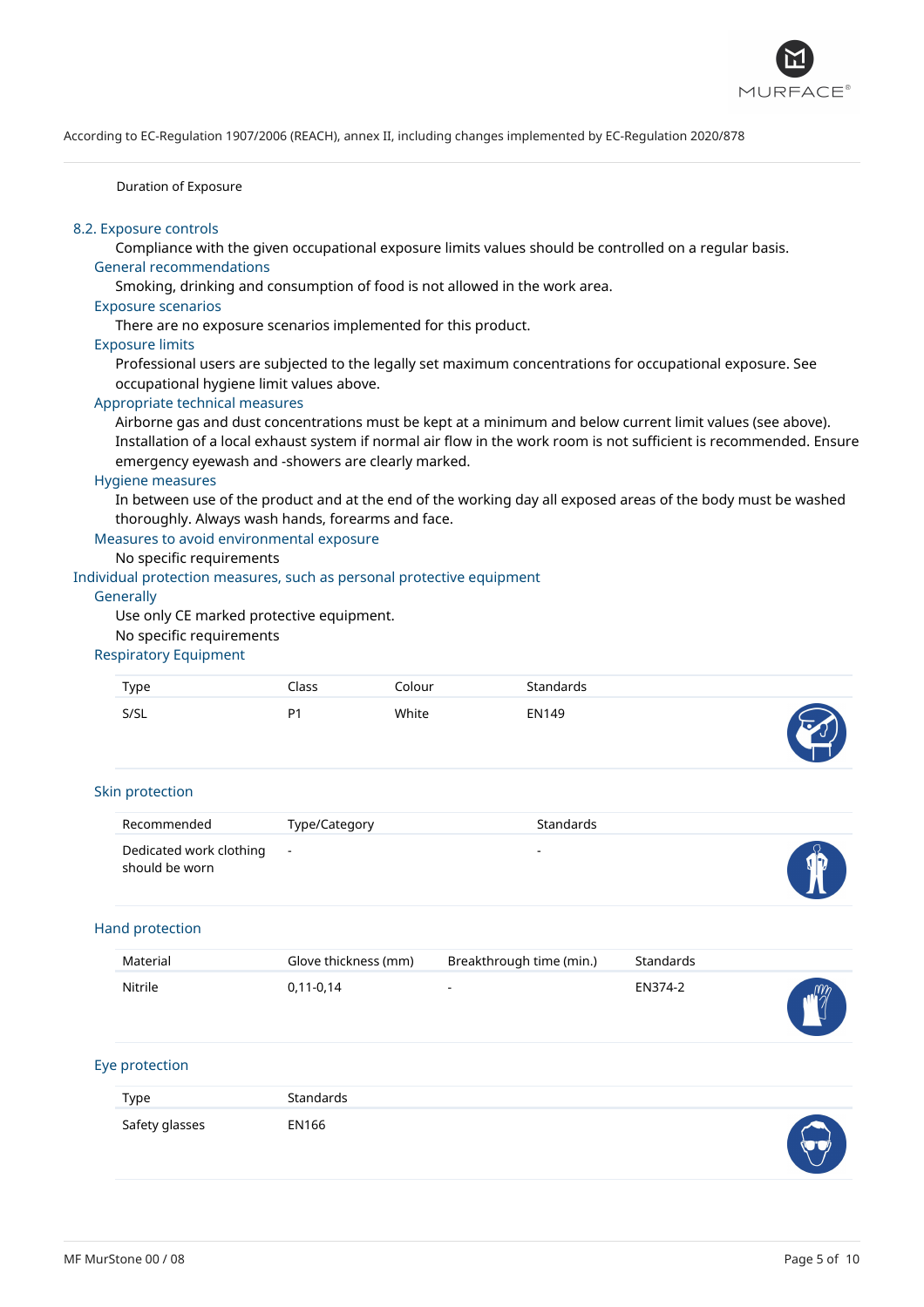Duration of Exposure

## 8.2. Exposure controls

Compliance with the given occupational exposure limits values should be controlled on a regular basis.

### General recommendations

Smoking, drinking and consumption of food is not allowed in the work area.

### Exposure scenarios

There are no exposure scenarios implemented for this product.

### Exposure limits

Professional users are subjected to the legally set maximum concentrations for occupational exposure. See occupational hygiene limit values above.

### Appropriate technical measures

Airborne gas and dust concentrations must be kept at a minimum and below current limit values (see above). Installation of a local exhaust system if normal air flow in the work room is not sufficient is recommended. Ensure emergency eyewash and -showers are clearly marked.

### Hygiene measures

In between use of the product and at the end of the working day all exposed areas of the body must be washed thoroughly. Always wash hands, forearms and face.

### Measures to avoid environmental exposure

No specific requirements

## Individual protection measures, such as personal protective equipment

### Generally

Use only CE marked protective equipment.

No specific requirements

### Respiratory Equipment

| Type | Class | Colour | Standards |
|---|---|---|---|
| S/SL | P1 | White | EN149 |

### Skin protection

| Recommended | Type/Category | Standards |
|---|---|---|
| Dedicated work clothing should be worn | - | - |

### Hand protection

| Material | Glove thickness (mm) | Breakthrough time (min.) | Standards |
|---|---|---|---|
| Nitrile | 0,11-0,14 | - | EN374-2 |

### Eye protection

| Type | Standards |
|---|---|
| Safety glasses | EN166 |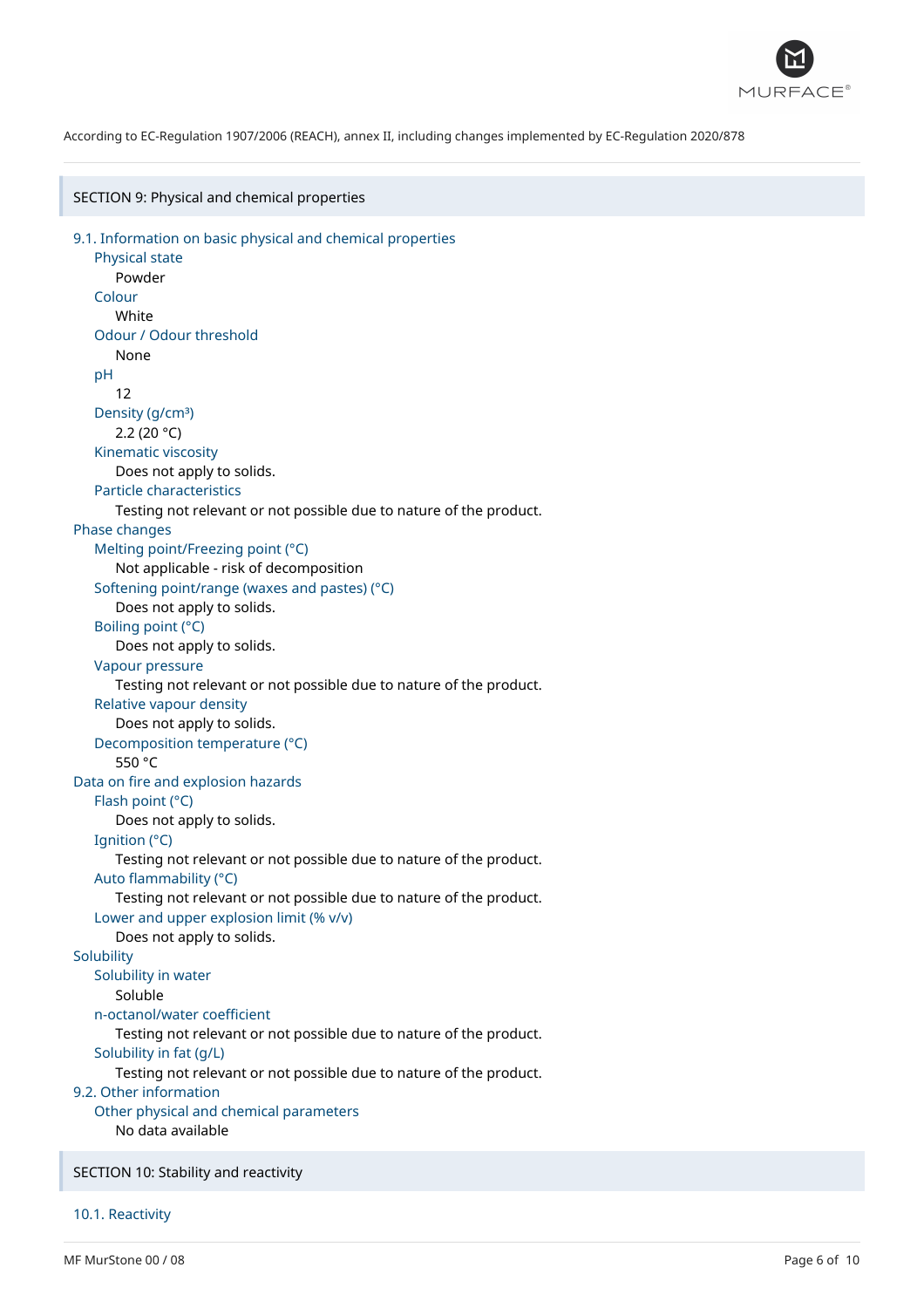According to EC-Regulation 1907/2006 (REACH), annex II, including changes implemented by EC-Regulation 2020/878

## SECTION 9: Physical and chemical properties

### 9.1. Information on basic physical and chemical properties

**Physical state**
Powder

**Colour**
White

**Odour / Odour threshold**
None

**pH**
12

**Density (g/cm³)**
2.2 (20 °C)

**Kinematic viscosity**
Does not apply to solids.

**Particle characteristics**
Testing not relevant or not possible due to nature of the product.

**Phase changes**

**Melting point/Freezing point (°C)**
Not applicable - risk of decomposition

**Softening point/range (waxes and pastes) (°C)**
Does not apply to solids.

**Boiling point (°C)**
Does not apply to solids.

**Vapour pressure**
Testing not relevant or not possible due to nature of the product.

**Relative vapour density**
Does not apply to solids.

**Decomposition temperature (°C)**
550 °C

**Data on fire and explosion hazards**

**Flash point (°C)**
Does not apply to solids.

**Ignition (°C)**
Testing not relevant or not possible due to nature of the product.

**Auto flammability (°C)**
Testing not relevant or not possible due to nature of the product.

**Lower and upper explosion limit (% v/v)**
Does not apply to solids.

**Solubility**

**Solubility in water**
Soluble

**n-octanol/water coefficient**
Testing not relevant or not possible due to nature of the product.

**Solubility in fat (g/L)**
Testing not relevant or not possible due to nature of the product.

### 9.2. Other information

**Other physical and chemical parameters**
No data available

## SECTION 10: Stability and reactivity

### 10.1. Reactivity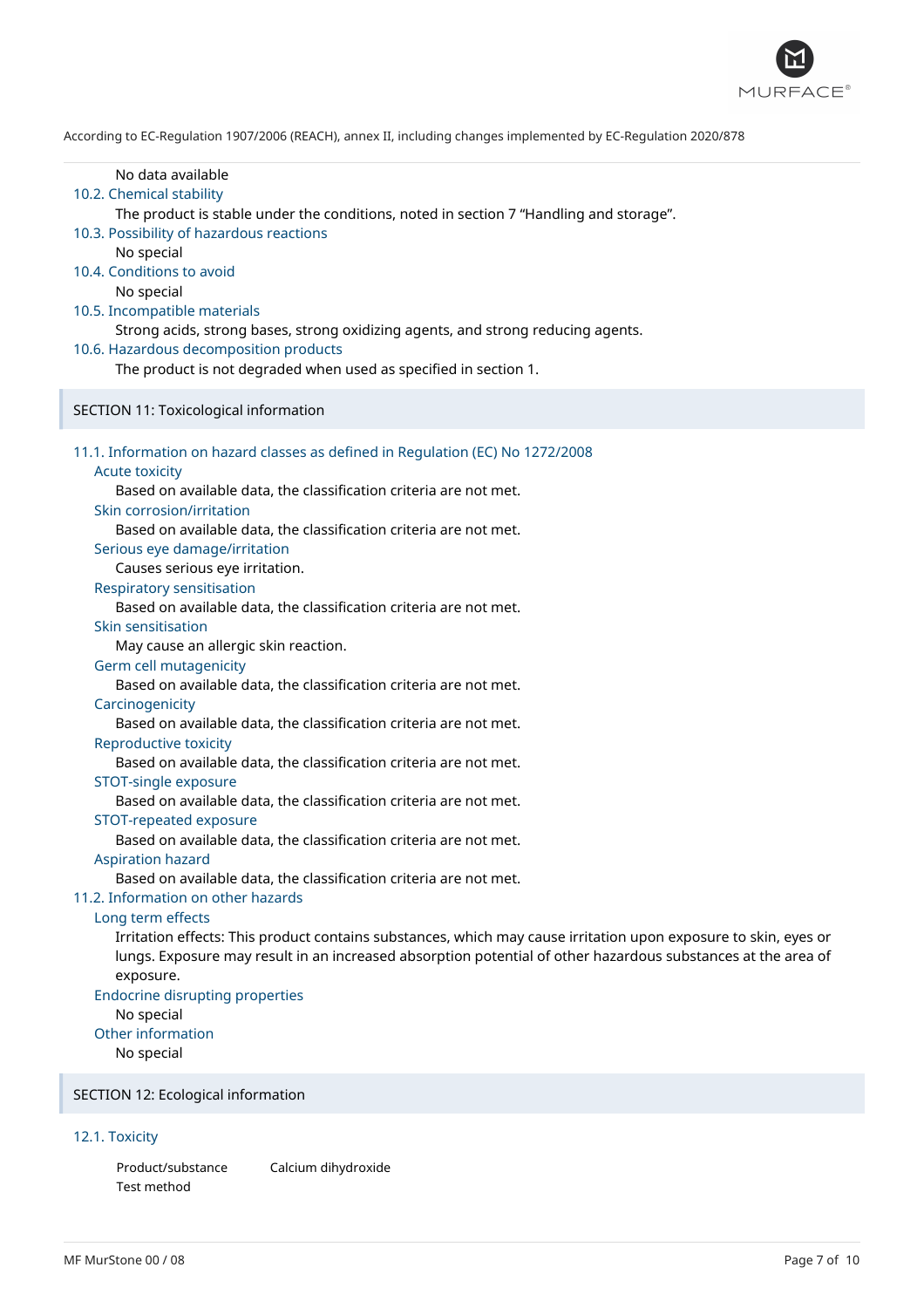No data available

### 10.2. Chemical stability

The product is stable under the conditions, noted in section 7 “Handling and storage”.

### 10.3. Possibility of hazardous reactions

No special

### 10.4. Conditions to avoid

No special

### 10.5. Incompatible materials

Strong acids, strong bases, strong oxidizing agents, and strong reducing agents.

### 10.6. Hazardous decomposition products

The product is not degraded when used as specified in section 1.

## SECTION 11: Toxicological information

### 11.1. Information on hazard classes as defined in Regulation (EC) No 1272/2008

#### Acute toxicity

Based on available data, the classification criteria are not met.

#### Skin corrosion/irritation

Based on available data, the classification criteria are not met.

#### Serious eye damage/irritation

Causes serious eye irritation.

#### Respiratory sensitisation

Based on available data, the classification criteria are not met.

#### Skin sensitisation

May cause an allergic skin reaction.

#### Germ cell mutagenicity

Based on available data, the classification criteria are not met.

#### Carcinogenicity

Based on available data, the classification criteria are not met.

#### Reproductive toxicity

Based on available data, the classification criteria are not met.

#### STOT-single exposure

Based on available data, the classification criteria are not met.

#### STOT-repeated exposure

Based on available data, the classification criteria are not met.

#### Aspiration hazard

Based on available data, the classification criteria are not met.

### 11.2. Information on other hazards

#### Long term effects

Irritation effects: This product contains substances, which may cause irritation upon exposure to skin, eyes or lungs. Exposure may result in an increased absorption potential of other hazardous substances at the area of exposure.

#### Endocrine disrupting properties

No special

#### Other information

No special

## SECTION 12: Ecological information

### 12.1. Toxicity

| Product/substance | Calcium dihydroxide |
|---|---|
| Test method | |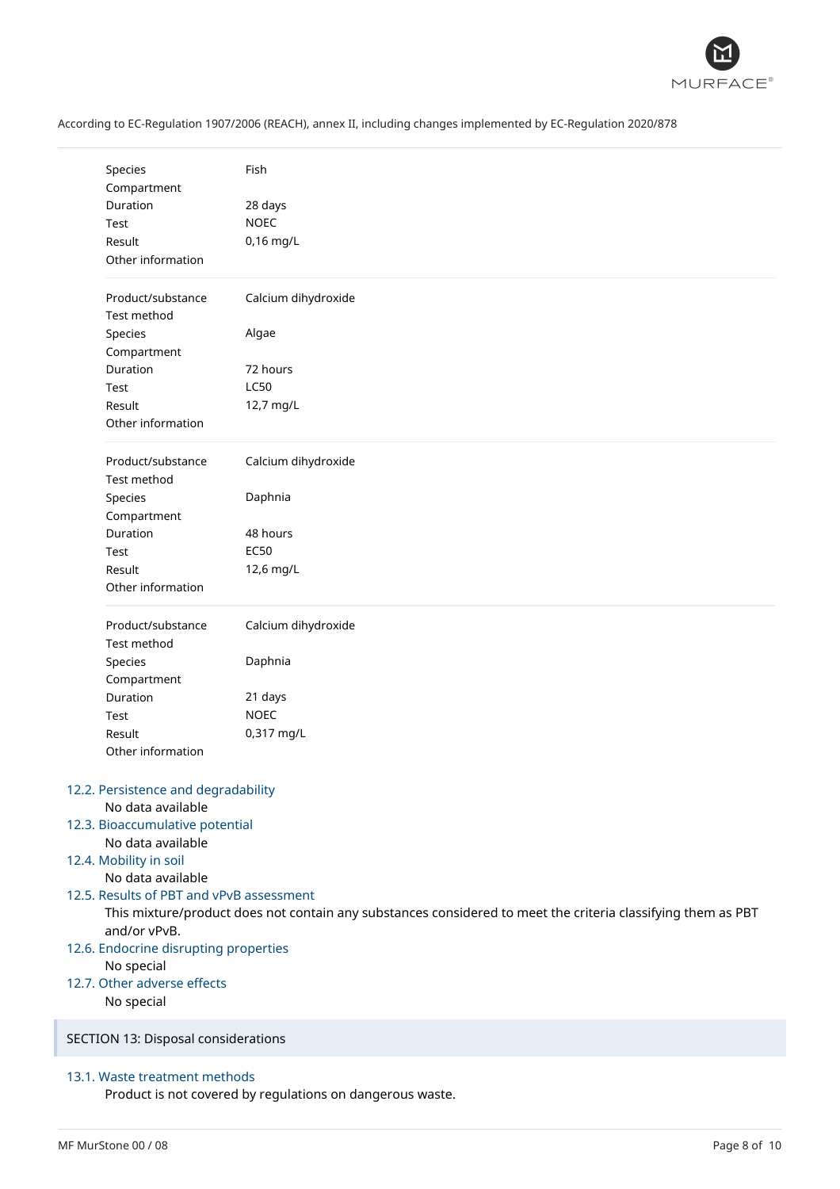| | |
|---|---|
| Species | Fish |
| Compartment | |
| Duration | 28 days |
| Test | NOEC |
| Result | 0,16 mg/L |
| Other information | |

| | |
|---|---|
| Product/substance | Calcium dihydroxide |
| Test method | |
| Species | Algae |
| Compartment | |
| Duration | 72 hours |
| Test | LC50 |
| Result | 12,7 mg/L |
| Other information | |

| | |
|---|---|
| Product/substance | Calcium dihydroxide |
| Test method | |
| Species | Daphnia |
| Compartment | |
| Duration | 48 hours |
| Test | EC50 |
| Result | 12,6 mg/L |
| Other information | |

| | |
|---|---|
| Product/substance | Calcium dihydroxide |
| Test method | |
| Species | Daphnia |
| Compartment | |
| Duration | 21 days |
| Test | NOEC |
| Result | 0,317 mg/L |
| Other information | |

### 12.2. Persistence and degradability

No data available

### 12.3. Bioaccumulative potential

No data available

### 12.4. Mobility in soil

No data available

### 12.5. Results of PBT and vPvB assessment

This mixture/product does not contain any substances considered to meet the criteria classifying them as PBT and/or vPvB.

### 12.6. Endocrine disrupting properties

No special

### 12.7. Other adverse effects

No special

## SECTION 13: Disposal considerations

### 13.1. Waste treatment methods

Product is not covered by regulations on dangerous waste.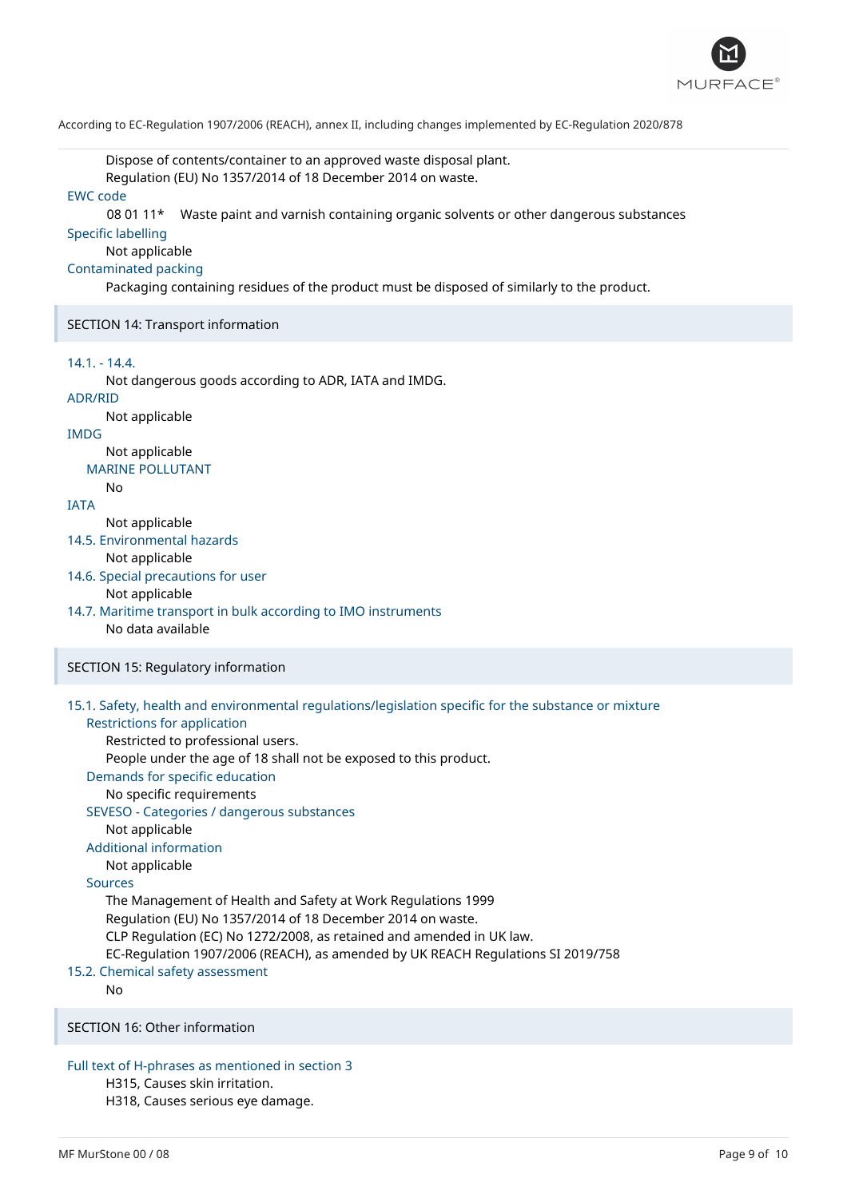Dispose of contents/container to an approved waste disposal plant.
Regulation (EU) No 1357/2014 of 18 December 2014 on waste.

EWC code

08 01 11* Waste paint and varnish containing organic solvents or other dangerous substances

Specific labelling

Not applicable

Contaminated packing

Packaging containing residues of the product must be disposed of similarly to the product.

## SECTION 14: Transport information

14.1. - 14.4.

Not dangerous goods according to ADR, IATA and IMDG.

ADR/RID

Not applicable

IMDG

Not applicable

MARINE POLLUTANT

No

IATA

Not applicable

14.5. Environmental hazards

Not applicable

14.6. Special precautions for user

Not applicable

14.7. Maritime transport in bulk according to IMO instruments

No data available

## SECTION 15: Regulatory information

15.1. Safety, health and environmental regulations/legislation specific for the substance or mixture

Restrictions for application

Restricted to professional users.
People under the age of 18 shall not be exposed to this product.

Demands for specific education

No specific requirements

SEVESO - Categories / dangerous substances

Not applicable

Additional information

Not applicable

Sources

The Management of Health and Safety at Work Regulations 1999
Regulation (EU) No 1357/2014 of 18 December 2014 on waste.
CLP Regulation (EC) No 1272/2008, as retained and amended in UK law.
EC-Regulation 1907/2006 (REACH), as amended by UK REACH Regulations SI 2019/758

15.2. Chemical safety assessment

No

## SECTION 16: Other information

Full text of H-phrases as mentioned in section 3

H315, Causes skin irritation.
H318, Causes serious eye damage.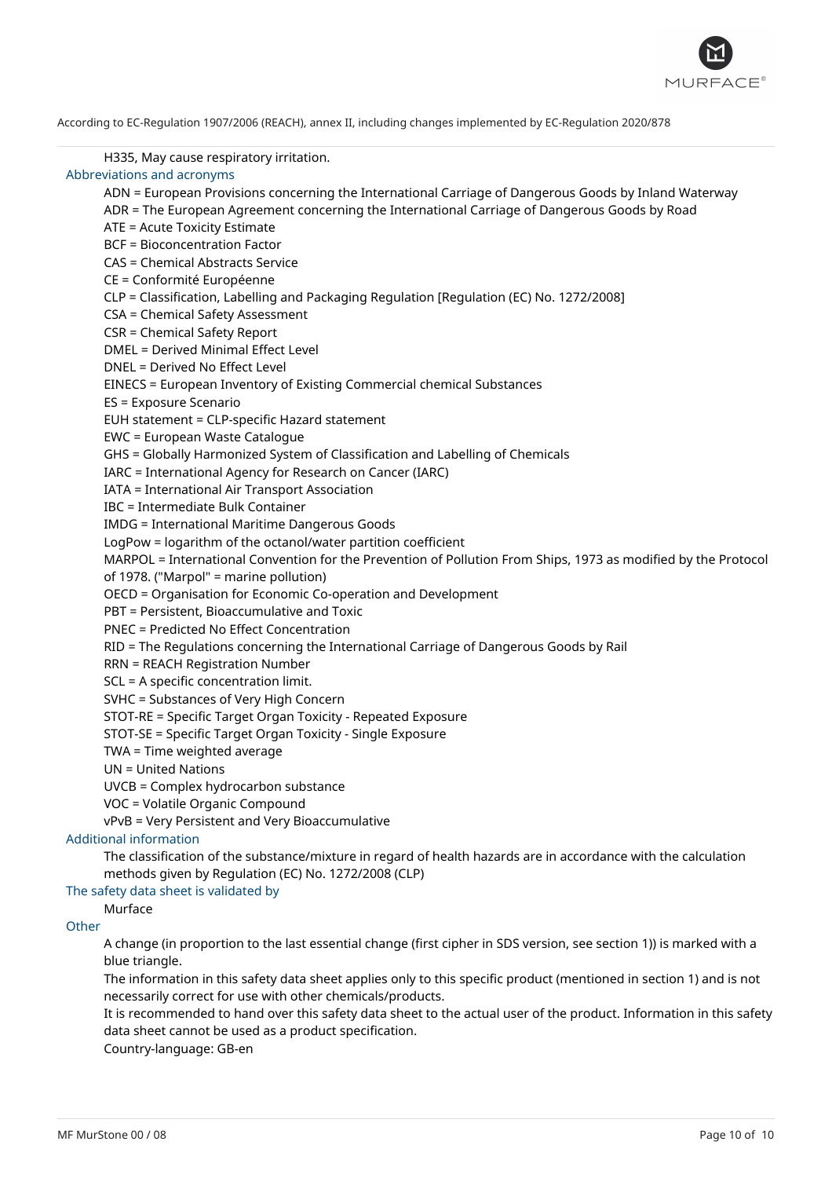H335, May cause respiratory irritation.

### Abbreviations and acronyms

ADN = European Provisions concerning the International Carriage of Dangerous Goods by Inland Waterway
ADR = The European Agreement concerning the International Carriage of Dangerous Goods by Road
ATE = Acute Toxicity Estimate
BCF = Bioconcentration Factor
CAS = Chemical Abstracts Service
CE = Conformité Européenne
CLP = Classification, Labelling and Packaging Regulation [Regulation (EC) No. 1272/2008]
CSA = Chemical Safety Assessment
CSR = Chemical Safety Report
DMEL = Derived Minimal Effect Level
DNEL = Derived No Effect Level
EINECS = European Inventory of Existing Commercial chemical Substances
ES = Exposure Scenario
EUH statement = CLP-specific Hazard statement
EWC = European Waste Catalogue
GHS = Globally Harmonized System of Classification and Labelling of Chemicals
IARC = International Agency for Research on Cancer (IARC)
IATA = International Air Transport Association
IBC = Intermediate Bulk Container
IMDG = International Maritime Dangerous Goods
LogPow = logarithm of the octanol/water partition coefficient
MARPOL = International Convention for the Prevention of Pollution From Ships, 1973 as modified by the Protocol of 1978. ("Marpol" = marine pollution)
OECD = Organisation for Economic Co-operation and Development
PBT = Persistent, Bioaccumulative and Toxic
PNEC = Predicted No Effect Concentration
RID = The Regulations concerning the International Carriage of Dangerous Goods by Rail
RRN = REACH Registration Number
SCL = A specific concentration limit.
SVHC = Substances of Very High Concern
STOT-RE = Specific Target Organ Toxicity - Repeated Exposure
STOT-SE = Specific Target Organ Toxicity - Single Exposure
TWA = Time weighted average
UN = United Nations
UVCB = Complex hydrocarbon substance
VOC = Volatile Organic Compound
vPvB = Very Persistent and Very Bioaccumulative

### Additional information

The classification of the substance/mixture in regard of health hazards are in accordance with the calculation methods given by Regulation (EC) No. 1272/2008 (CLP)

### The safety data sheet is validated by

Murface

### Other

A change (in proportion to the last essential change (first cipher in SDS version, see section 1)) is marked with a blue triangle.
The information in this safety data sheet applies only to this specific product (mentioned in section 1) and is not necessarily correct for use with other chemicals/products.
It is recommended to hand over this safety data sheet to the actual user of the product. Information in this safety data sheet cannot be used as a product specification.
Country-language: GB-en